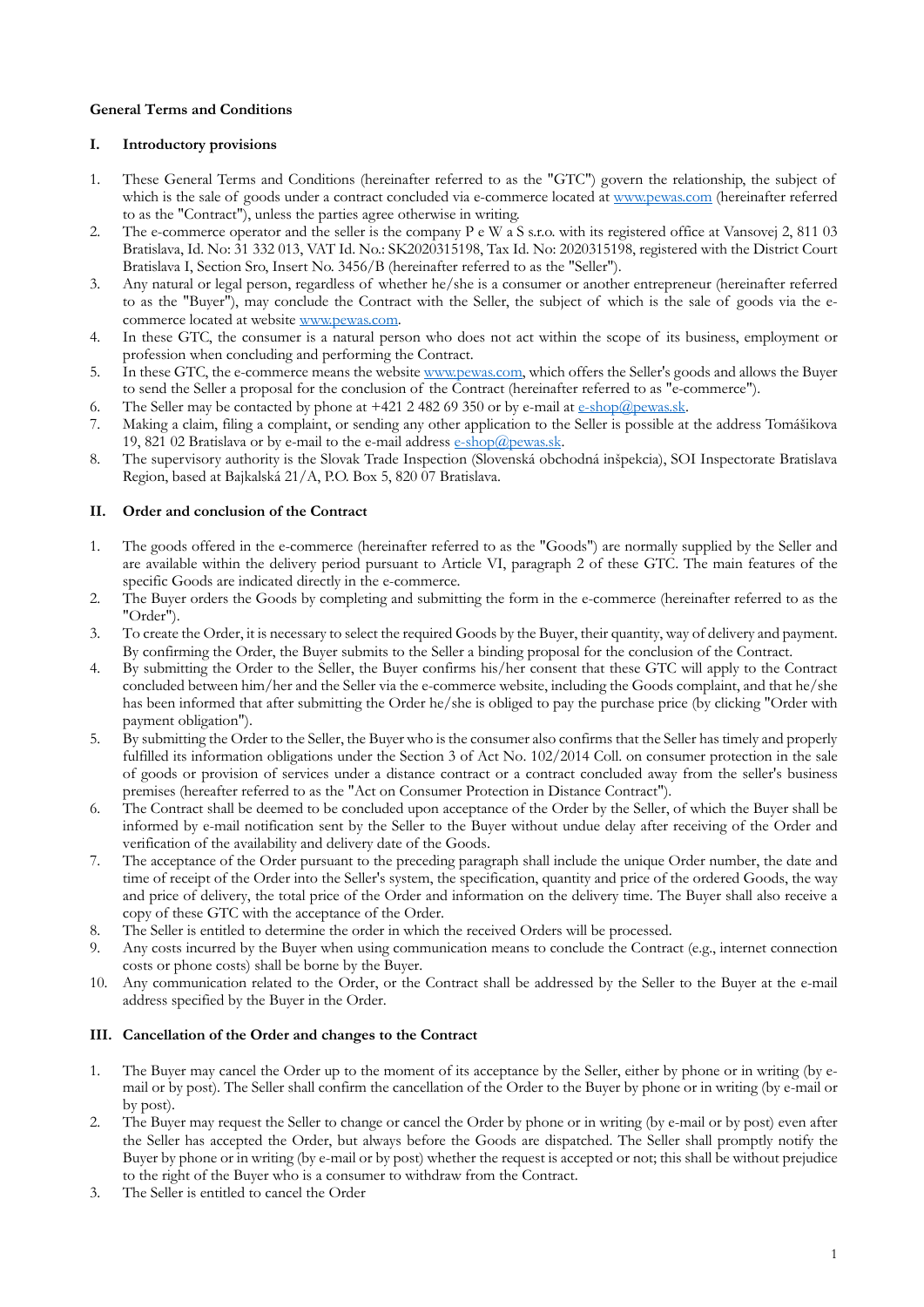**General Terms and Conditions**

## I. Introductory provisions

1. These General Terms and Conditions (hereinafter referred to as the "GTC") govern the relationship, the subject of which is the sale of goods under a contract concluded via e-commerce located at www.pewas.com (hereinafter referred to as the "Contract"), unless the parties agree otherwise in writing.
2. The e-commerce operator and the seller is the company P e W a S s.r.o. with its registered office at Vansovej 2, 811 03 Bratislava, Id. No: 31 332 013, VAT Id. No.: SK2020315198, Tax Id. No: 2020315198, registered with the District Court Bratislava I, Section Sro, Insert No. 3456/B (hereinafter referred to as the "Seller").
3. Any natural or legal person, regardless of whether he/she is a consumer or another entrepreneur (hereinafter referred to as the "Buyer"), may conclude the Contract with the Seller, the subject of which is the sale of goods via the e-commerce located at website www.pewas.com.
4. In these GTC, the consumer is a natural person who does not act within the scope of its business, employment or profession when concluding and performing the Contract.
5. In these GTC, the e-commerce means the website www.pewas.com, which offers the Seller's goods and allows the Buyer to send the Seller a proposal for the conclusion of the Contract (hereinafter referred to as "e-commerce").
6. The Seller may be contacted by phone at +421 2 482 69 350 or by e-mail at e-shop@pewas.sk.
7. Making a claim, filing a complaint, or sending any other application to the Seller is possible at the address Tomášikova 19, 821 02 Bratislava or by e-mail to the e-mail address e-shop@pewas.sk.
8. The supervisory authority is the Slovak Trade Inspection (Slovenská obchodná inšpekcia), SOI Inspectorate Bratislava Region, based at Bajkalská 21/A, P.O. Box 5, 820 07 Bratislava.

## II. Order and conclusion of the Contract

1. The goods offered in the e-commerce (hereinafter referred to as the "Goods") are normally supplied by the Seller and are available within the delivery period pursuant to Article VI, paragraph 2 of these GTC. The main features of the specific Goods are indicated directly in the e-commerce.
2. The Buyer orders the Goods by completing and submitting the form in the e-commerce (hereinafter referred to as the "Order").
3. To create the Order, it is necessary to select the required Goods by the Buyer, their quantity, way of delivery and payment. By confirming the Order, the Buyer submits to the Seller a binding proposal for the conclusion of the Contract.
4. By submitting the Order to the Seller, the Buyer confirms his/her consent that these GTC will apply to the Contract concluded between him/her and the Seller via the e-commerce website, including the Goods complaint, and that he/she has been informed that after submitting the Order he/she is obliged to pay the purchase price (by clicking "Order with payment obligation").
5. By submitting the Order to the Seller, the Buyer who is the consumer also confirms that the Seller has timely and properly fulfilled its information obligations under the Section 3 of Act No. 102/2014 Coll. on consumer protection in the sale of goods or provision of services under a distance contract or a contract concluded away from the seller's business premises (hereafter referred to as the "Act on Consumer Protection in Distance Contract").
6. The Contract shall be deemed to be concluded upon acceptance of the Order by the Seller, of which the Buyer shall be informed by e-mail notification sent by the Seller to the Buyer without undue delay after receiving of the Order and verification of the availability and delivery date of the Goods.
7. The acceptance of the Order pursuant to the preceding paragraph shall include the unique Order number, the date and time of receipt of the Order into the Seller's system, the specification, quantity and price of the ordered Goods, the way and price of delivery, the total price of the Order and information on the delivery time. The Buyer shall also receive a copy of these GTC with the acceptance of the Order.
8. The Seller is entitled to determine the order in which the received Orders will be processed.
9. Any costs incurred by the Buyer when using communication means to conclude the Contract (e.g., internet connection costs or phone costs) shall be borne by the Buyer.
10. Any communication related to the Order, or the Contract shall be addressed by the Seller to the Buyer at the e-mail address specified by the Buyer in the Order.

## III. Cancellation of the Order and changes to the Contract

1. The Buyer may cancel the Order up to the moment of its acceptance by the Seller, either by phone or in writing (by e-mail or by post). The Seller shall confirm the cancellation of the Order to the Buyer by phone or in writing (by e-mail or by post).
2. The Buyer may request the Seller to change or cancel the Order by phone or in writing (by e-mail or by post) even after the Seller has accepted the Order, but always before the Goods are dispatched. The Seller shall promptly notify the Buyer by phone or in writing (by e-mail or by post) whether the request is accepted or not; this shall be without prejudice to the right of the Buyer who is a consumer to withdraw from the Contract.
3. The Seller is entitled to cancel the Order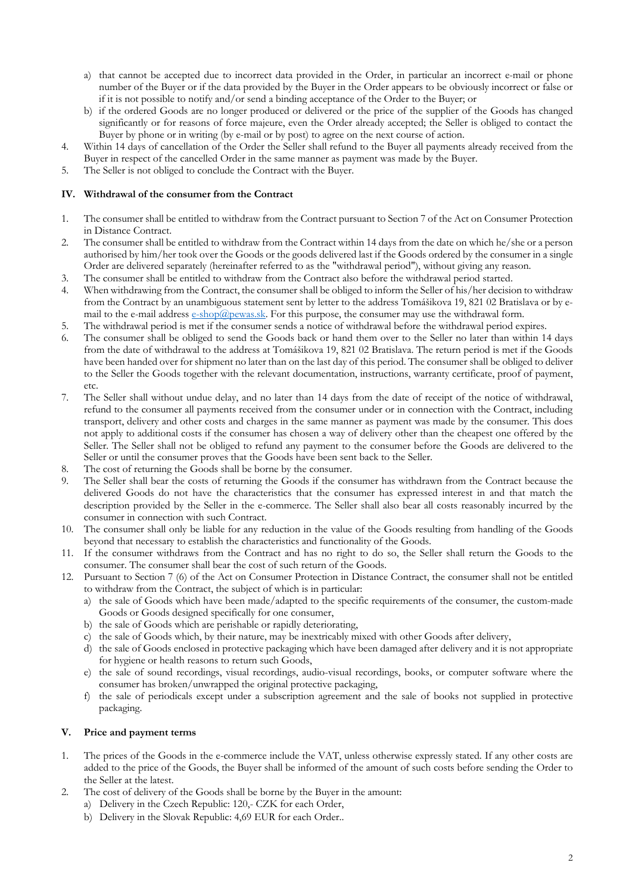a) that cannot be accepted due to incorrect data provided in the Order, in particular an incorrect e-mail or phone number of the Buyer or if the data provided by the Buyer in the Order appears to be obviously incorrect or false or if it is not possible to notify and/or send a binding acceptance of the Order to the Buyer; or
b) if the ordered Goods are no longer produced or delivered or the price of the supplier of the Goods has changed significantly or for reasons of force majeure, even the Order already accepted; the Seller is obliged to contact the Buyer by phone or in writing (by e-mail or by post) to agree on the next course of action.

4. Within 14 days of cancellation of the Order the Seller shall refund to the Buyer all payments already received from the Buyer in respect of the cancelled Order in the same manner as payment was made by the Buyer.
5. The Seller is not obliged to conclude the Contract with the Buyer.

## IV. Withdrawal of the consumer from the Contract

1. The consumer shall be entitled to withdraw from the Contract pursuant to Section 7 of the Act on Consumer Protection in Distance Contract.
2. The consumer shall be entitled to withdraw from the Contract within 14 days from the date on which he/she or a person authorised by him/her took over the Goods or the goods delivered last if the Goods ordered by the consumer in a single Order are delivered separately (hereinafter referred to as the "withdrawal period"), without giving any reason.
3. The consumer shall be entitled to withdraw from the Contract also before the withdrawal period started.
4. When withdrawing from the Contract, the consumer shall be obliged to inform the Seller of his/her decision to withdraw from the Contract by an unambiguous statement sent by letter to the address Tomášikova 19, 821 02 Bratislava or by e-mail to the e-mail address e-shop@pewas.sk. For this purpose, the consumer may use the withdrawal form.
5. The withdrawal period is met if the consumer sends a notice of withdrawal before the withdrawal period expires.
6. The consumer shall be obliged to send the Goods back or hand them over to the Seller no later than within 14 days from the date of withdrawal to the address at Tomášikova 19, 821 02 Bratislava. The return period is met if the Goods have been handed over for shipment no later than on the last day of this period. The consumer shall be obliged to deliver to the Seller the Goods together with the relevant documentation, instructions, warranty certificate, proof of payment, etc.
7. The Seller shall without undue delay, and no later than 14 days from the date of receipt of the notice of withdrawal, refund to the consumer all payments received from the consumer under or in connection with the Contract, including transport, delivery and other costs and charges in the same manner as payment was made by the consumer. This does not apply to additional costs if the consumer has chosen a way of delivery other than the cheapest one offered by the Seller. The Seller shall not be obliged to refund any payment to the consumer before the Goods are delivered to the Seller or until the consumer proves that the Goods have been sent back to the Seller.
8. The cost of returning the Goods shall be borne by the consumer.
9. The Seller shall bear the costs of returning the Goods if the consumer has withdrawn from the Contract because the delivered Goods do not have the characteristics that the consumer has expressed interest in and that match the description provided by the Seller in the e-commerce. The Seller shall also bear all costs reasonably incurred by the consumer in connection with such Contract.
10. The consumer shall only be liable for any reduction in the value of the Goods resulting from handling of the Goods beyond that necessary to establish the characteristics and functionality of the Goods.
11. If the consumer withdraws from the Contract and has no right to do so, the Seller shall return the Goods to the consumer. The consumer shall bear the cost of such return of the Goods.
12. Pursuant to Section 7 (6) of the Act on Consumer Protection in Distance Contract, the consumer shall not be entitled to withdraw from the Contract, the subject of which is in particular:
    a) the sale of Goods which have been made/adapted to the specific requirements of the consumer, the custom-made Goods or Goods designed specifically for one consumer,
    b) the sale of Goods which are perishable or rapidly deteriorating,
    c) the sale of Goods which, by their nature, may be inextricably mixed with other Goods after delivery,
    d) the sale of Goods enclosed in protective packaging which have been damaged after delivery and it is not appropriate for hygiene or health reasons to return such Goods,
    e) the sale of sound recordings, visual recordings, audio-visual recordings, books, or computer software where the consumer has broken/unwrapped the original protective packaging,
    f) the sale of periodicals except under a subscription agreement and the sale of books not supplied in protective packaging.

## V. Price and payment terms

1. The prices of the Goods in the e-commerce include the VAT, unless otherwise expressly stated. If any other costs are added to the price of the Goods, the Buyer shall be informed of the amount of such costs before sending the Order to the Seller at the latest.
2. The cost of delivery of the Goods shall be borne by the Buyer in the amount:
    a) Delivery in the Czech Republic: 120,- CZK for each Order,
    b) Delivery in the Slovak Republic: 4,69 EUR for each Order..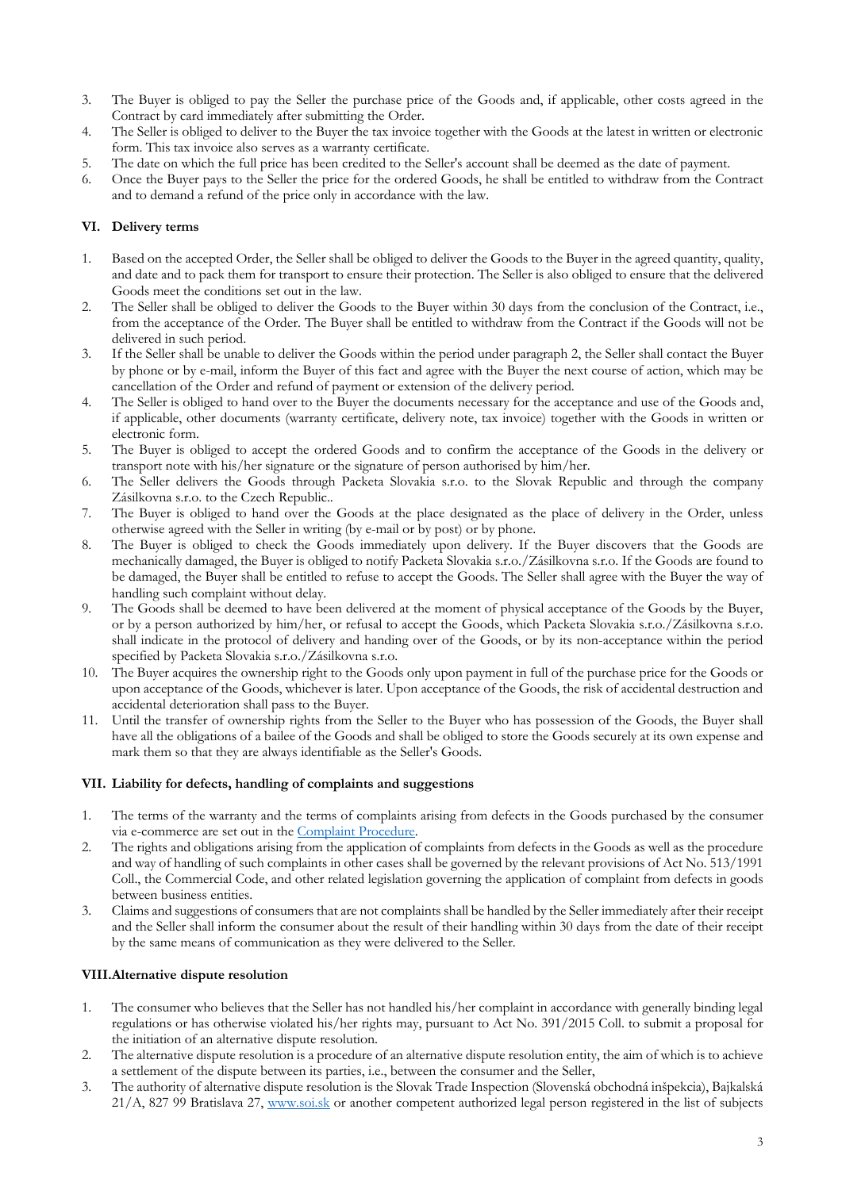3. The Buyer is obliged to pay the Seller the purchase price of the Goods and, if applicable, other costs agreed in the Contract by card immediately after submitting the Order.
4. The Seller is obliged to deliver to the Buyer the tax invoice together with the Goods at the latest in written or electronic form. This tax invoice also serves as a warranty certificate.
5. The date on which the full price has been credited to the Seller's account shall be deemed as the date of payment.
6. Once the Buyer pays to the Seller the price for the ordered Goods, he shall be entitled to withdraw from the Contract and to demand a refund of the price only in accordance with the law.

## VI. Delivery terms

1. Based on the accepted Order, the Seller shall be obliged to deliver the Goods to the Buyer in the agreed quantity, quality, and date and to pack them for transport to ensure their protection. The Seller is also obliged to ensure that the delivered Goods meet the conditions set out in the law.
2. The Seller shall be obliged to deliver the Goods to the Buyer within 30 days from the conclusion of the Contract, i.e., from the acceptance of the Order. The Buyer shall be entitled to withdraw from the Contract if the Goods will not be delivered in such period.
3. If the Seller shall be unable to deliver the Goods within the period under paragraph 2, the Seller shall contact the Buyer by phone or by e-mail, inform the Buyer of this fact and agree with the Buyer the next course of action, which may be cancellation of the Order and refund of payment or extension of the delivery period.
4. The Seller is obliged to hand over to the Buyer the documents necessary for the acceptance and use of the Goods and, if applicable, other documents (warranty certificate, delivery note, tax invoice) together with the Goods in written or electronic form.
5. The Buyer is obliged to accept the ordered Goods and to confirm the acceptance of the Goods in the delivery or transport note with his/her signature or the signature of person authorised by him/her.
6. The Seller delivers the Goods through Packeta Slovakia s.r.o. to the Slovak Republic and through the company Zásilkovna s.r.o. to the Czech Republic..
7. The Buyer is obliged to hand over the Goods at the place designated as the place of delivery in the Order, unless otherwise agreed with the Seller in writing (by e-mail or by post) or by phone.
8. The Buyer is obliged to check the Goods immediately upon delivery. If the Buyer discovers that the Goods are mechanically damaged, the Buyer is obliged to notify Packeta Slovakia s.r.o./Zásilkovna s.r.o. If the Goods are found to be damaged, the Buyer shall be entitled to refuse to accept the Goods. The Seller shall agree with the Buyer the way of handling such complaint without delay.
9. The Goods shall be deemed to have been delivered at the moment of physical acceptance of the Goods by the Buyer, or by a person authorized by him/her, or refusal to accept the Goods, which Packeta Slovakia s.r.o./Zásilkovna s.r.o. shall indicate in the protocol of delivery and handing over of the Goods, or by its non-acceptance within the period specified by Packeta Slovakia s.r.o./Zásilkovna s.r.o.
10. The Buyer acquires the ownership right to the Goods only upon payment in full of the purchase price for the Goods or upon acceptance of the Goods, whichever is later. Upon acceptance of the Goods, the risk of accidental destruction and accidental deterioration shall pass to the Buyer.
11. Until the transfer of ownership rights from the Seller to the Buyer who has possession of the Goods, the Buyer shall have all the obligations of a bailee of the Goods and shall be obliged to store the Goods securely at its own expense and mark them so that they are always identifiable as the Seller's Goods.

## VII. Liability for defects, handling of complaints and suggestions

1. The terms of the warranty and the terms of complaints arising from defects in the Goods purchased by the consumer via e-commerce are set out in the Complaint Procedure.
2. The rights and obligations arising from the application of complaints from defects in the Goods as well as the procedure and way of handling of such complaints in other cases shall be governed by the relevant provisions of Act No. 513/1991 Coll., the Commercial Code, and other related legislation governing the application of complaint from defects in goods between business entities.
3. Claims and suggestions of consumers that are not complaints shall be handled by the Seller immediately after their receipt and the Seller shall inform the consumer about the result of their handling within 30 days from the date of their receipt by the same means of communication as they were delivered to the Seller.

## VIII. Alternative dispute resolution

1. The consumer who believes that the Seller has not handled his/her complaint in accordance with generally binding legal regulations or has otherwise violated his/her rights may, pursuant to Act No. 391/2015 Coll. to submit a proposal for the initiation of an alternative dispute resolution.
2. The alternative dispute resolution is a procedure of an alternative dispute resolution entity, the aim of which is to achieve a settlement of the dispute between its parties, i.e., between the consumer and the Seller,
3. The authority of alternative dispute resolution is the Slovak Trade Inspection (Slovenská obchodná inšpekcia), Bajkalská 21/A, 827 99 Bratislava 27, www.soi.sk or another competent authorized legal person registered in the list of subjects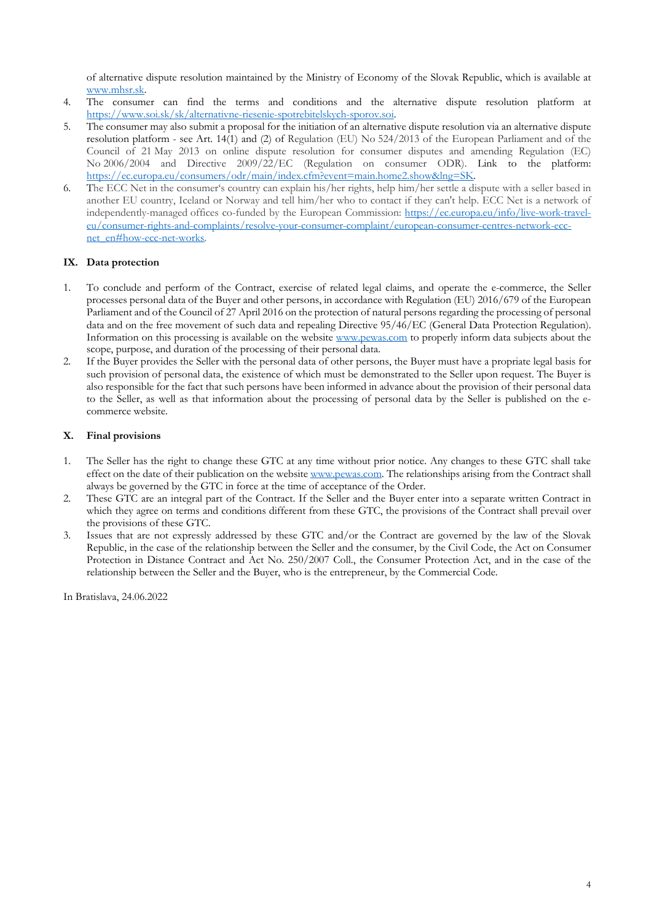of alternative dispute resolution maintained by the Ministry of Economy of the Slovak Republic, which is available at www.mhsr.sk.

4. The consumer can find the terms and conditions and the alternative dispute resolution platform at https://www.soi.sk/sk/alternativne-riesenie-spotrebitelskych-sporov.soi.
5. The consumer may also submit a proposal for the initiation of an alternative dispute resolution via an alternative dispute resolution platform - see Art. 14(1) and (2) of Regulation (EU) No 524/2013 of the European Parliament and of the Council of 21 May 2013 on online dispute resolution for consumer disputes and amending Regulation (EC) No 2006/2004 and Directive 2009/22/EC (Regulation on consumer ODR). Link to the platform: https://ec.europa.eu/consumers/odr/main/index.cfm?event=main.home2.show&lng=SK.
6. The ECC Net in the consumer's country can explain his/her rights, help him/her settle a dispute with a seller based in another EU country, Iceland or Norway and tell him/her who to contact if they can't help. ECC Net is a network of independently-managed offices co-funded by the European Commission: https://ec.europa.eu/info/live-work-travel-eu/consumer-rights-and-complaints/resolve-your-consumer-complaint/european-consumer-centres-network-ecc-net_en#how-ecc-net-works.

## IX. Data protection

1. To conclude and perform of the Contract, exercise of related legal claims, and operate the e-commerce, the Seller processes personal data of the Buyer and other persons, in accordance with Regulation (EU) 2016/679 of the European Parliament and of the Council of 27 April 2016 on the protection of natural persons regarding the processing of personal data and on the free movement of such data and repealing Directive 95/46/EC (General Data Protection Regulation). Information on this processing is available on the website www.pewas.com to properly inform data subjects about the scope, purpose, and duration of the processing of their personal data.
2. If the Buyer provides the Seller with the personal data of other persons, the Buyer must have a propriate legal basis for such provision of personal data, the existence of which must be demonstrated to the Seller upon request. The Buyer is also responsible for the fact that such persons have been informed in advance about the provision of their personal data to the Seller, as well as that information about the processing of personal data by the Seller is published on the e-commerce website.

## X. Final provisions

1. The Seller has the right to change these GTC at any time without prior notice. Any changes to these GTC shall take effect on the date of their publication on the website www.pewas.com. The relationships arising from the Contract shall always be governed by the GTC in force at the time of acceptance of the Order.
2. These GTC are an integral part of the Contract. If the Seller and the Buyer enter into a separate written Contract in which they agree on terms and conditions different from these GTC, the provisions of the Contract shall prevail over the provisions of these GTC.
3. Issues that are not expressly addressed by these GTC and/or the Contract are governed by the law of the Slovak Republic, in the case of the relationship between the Seller and the consumer, by the Civil Code, the Act on Consumer Protection in Distance Contract and Act No. 250/2007 Coll., the Consumer Protection Act, and in the case of the relationship between the Seller and the Buyer, who is the entrepreneur, by the Commercial Code.

In Bratislava, 24.06.2022